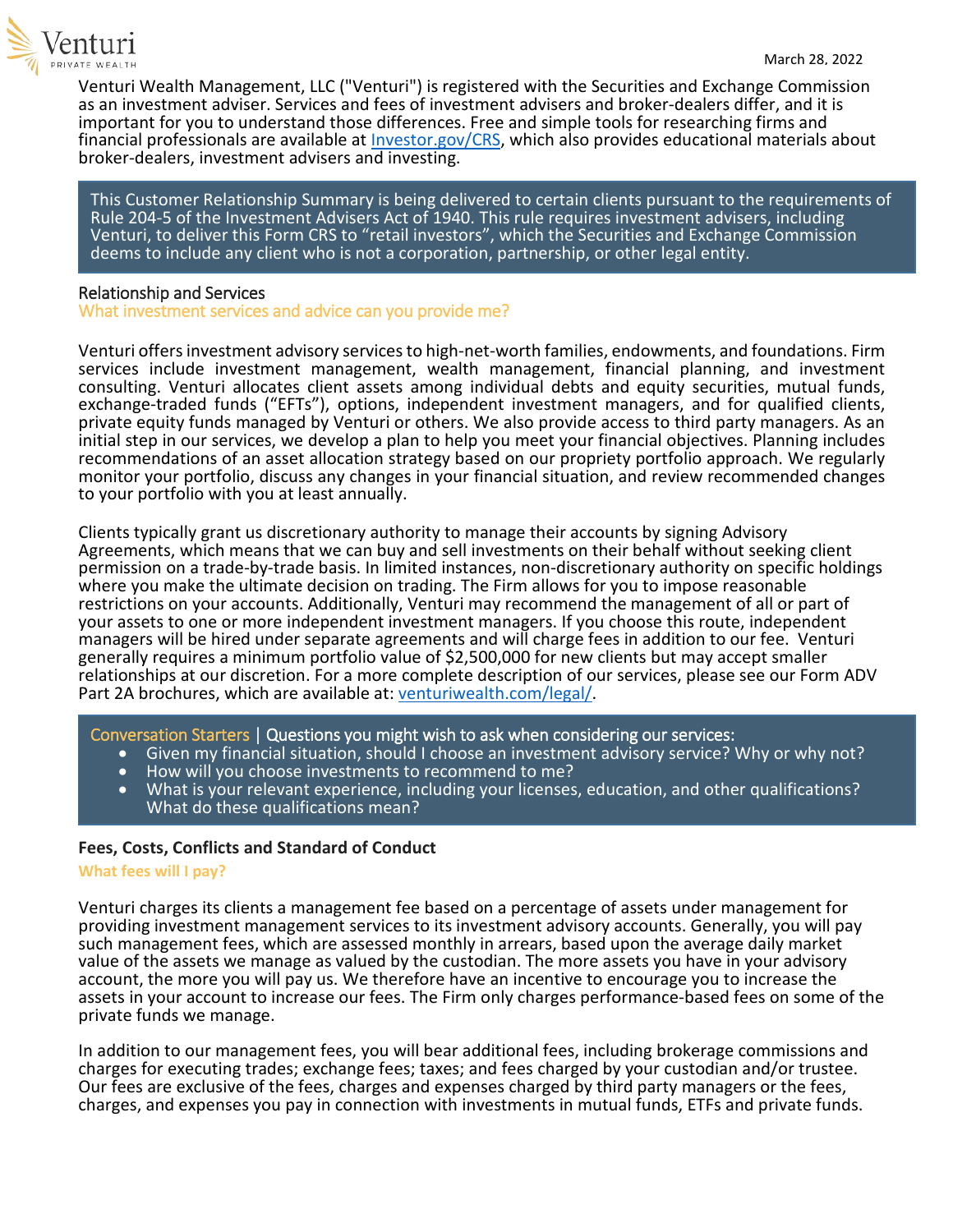March 28, 2022

Venturi Wealth Management, LLC ("Venturi") is registered with the Securities and Exchange Commission as an investment adviser. Services and fees of investment advisers and broker-dealers differ, and it is important for you to understand those differences. Free and simple tools for researching firms and financial professionals are available at Investor.gov/CRS, which also provides educational materials about broker-dealers, investment advisers and investing.

This Customer Relationship Summary is being delivered to certain clients pursuant to the requirements of Rule 204-5 of the Investment Advisers Act of 1940. This rule requires investment advisers, including Venturi, to deliver this Form CRS to "retail investors", which the Securities and Exchange Commission deems to include any client who is not a corporation, partnership, or other legal entity.

## Relationship and Services

### What investment services and advice can you provide me?

Venturi offers investment advisory services to high-net-worth families, endowments, and foundations. Firm services include investment management, wealth management, financial planning, and investment consulting. Venturi allocates client assets among individual debts and equity securities, mutual funds, exchange-traded funds ("EFTs"), options, independent investment managers, and for qualified clients, private equity funds managed by Venturi or others. We also provide access to third party managers. As an initial step in our services, we develop a plan to help you meet your financial objectives. Planning includes recommendations of an asset allocation strategy based on our propriety portfolio approach. We regularly monitor your portfolio, discuss any changes in your financial situation, and review recommended changes to your portfolio with you at least annually.

Clients typically grant us discretionary authority to manage their accounts by signing Advisory Agreements, which means that we can buy and sell investments on their behalf without seeking client permission on a trade-by-trade basis. In limited instances, non-discretionary authority on specific holdings where you make the ultimate decision on trading. The Firm allows for you to impose reasonable restrictions on your accounts. Additionally, Venturi may recommend the management of all or part of your assets to one or more independent investment managers. If you choose this route, independent managers will be hired under separate agreements and will charge fees in addition to our fee. Venturi generally requires a minimum portfolio value of $2,500,000 for new clients but may accept smaller relationships at our discretion. For a more complete description of our services, please see our Form ADV Part 2A brochures, which are available at: venturiwealth.com/legal/.

**Conversation Starters** | Questions you might wish to ask when considering our services:

- Given my financial situation, should I choose an investment advisory service? Why or why not?
- How will you choose investments to recommend to me?
- What is your relevant experience, including your licenses, education, and other qualifications? What do these qualifications mean?

## Fees, Costs, Conflicts and Standard of Conduct

### What fees will I pay?

Venturi charges its clients a management fee based on a percentage of assets under management for providing investment management services to its investment advisory accounts. Generally, you will pay such management fees, which are assessed monthly in arrears, based upon the average daily market value of the assets we manage as valued by the custodian. The more assets you have in your advisory account, the more you will pay us. We therefore have an incentive to encourage you to increase the assets in your account to increase our fees. The Firm only charges performance-based fees on some of the private funds we manage.

In addition to our management fees, you will bear additional fees, including brokerage commissions and charges for executing trades; exchange fees; taxes; and fees charged by your custodian and/or trustee. Our fees are exclusive of the fees, charges and expenses charged by third party managers or the fees, charges, and expenses you pay in connection with investments in mutual funds, ETFs and private funds.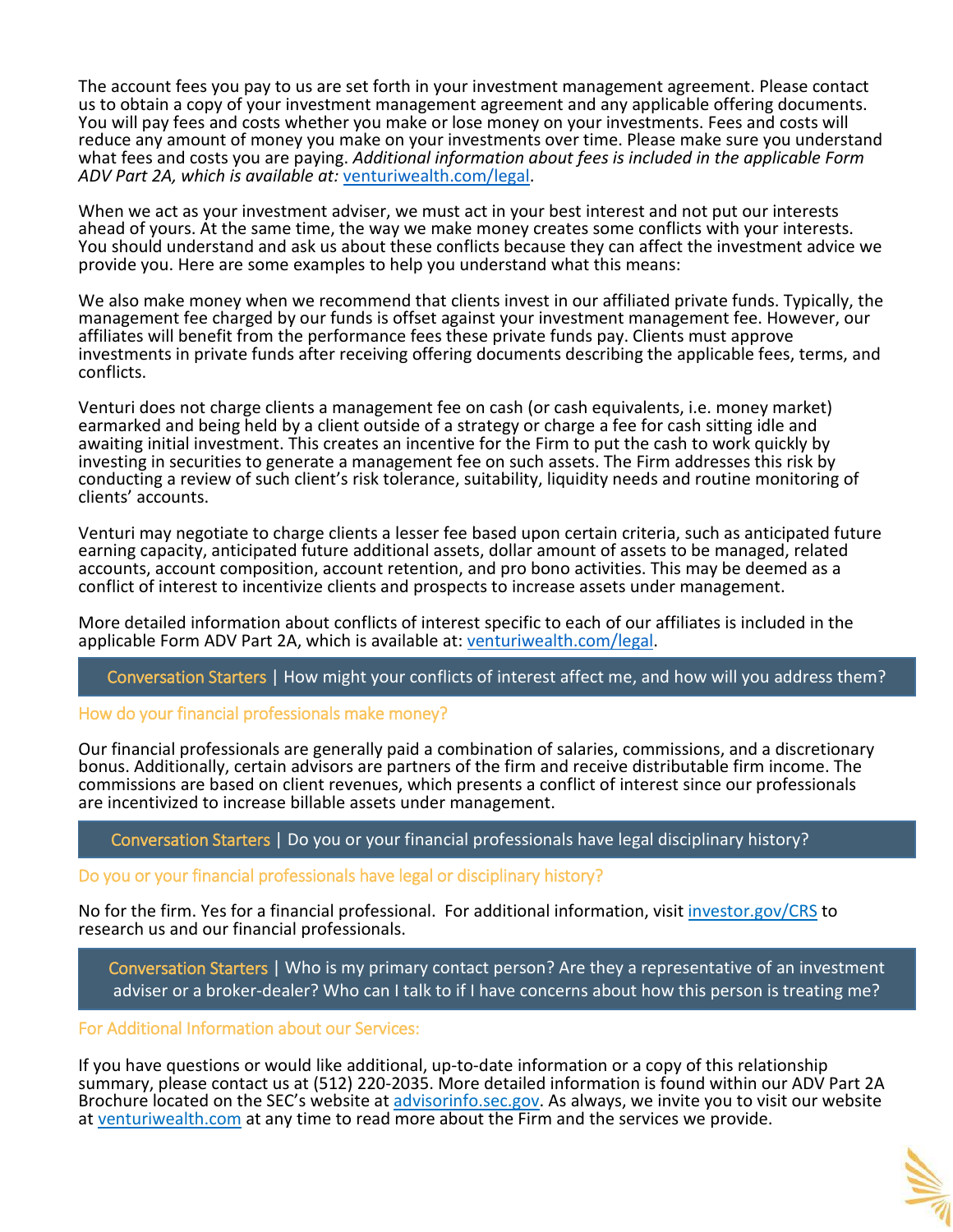The account fees you pay to us are set forth in your investment management agreement. Please contact us to obtain a copy of your investment management agreement and any applicable offering documents. You will pay fees and costs whether you make or lose money on your investments. Fees and costs will reduce any amount of money you make on your investments over time. Please make sure you understand what fees and costs you are paying. *Additional information about fees is included in the applicable Form ADV Part 2A, which is available at:* venturiwealth.com/legal.

When we act as your investment adviser, we must act in your best interest and not put our interests ahead of yours. At the same time, the way we make money creates some conflicts with your interests. You should understand and ask us about these conflicts because they can affect the investment advice we provide you. Here are some examples to help you understand what this means:

We also make money when we recommend that clients invest in our affiliated private funds. Typically, the management fee charged by our funds is offset against your investment management fee. However, our affiliates will benefit from the performance fees these private funds pay. Clients must approve investments in private funds after receiving offering documents describing the applicable fees, terms, and conflicts.

Venturi does not charge clients a management fee on cash (or cash equivalents, i.e. money market) earmarked and being held by a client outside of a strategy or charge a fee for cash sitting idle and awaiting initial investment. This creates an incentive for the Firm to put the cash to work quickly by investing in securities to generate a management fee on such assets. The Firm addresses this risk by conducting a review of such client's risk tolerance, suitability, liquidity needs and routine monitoring of clients' accounts.

Venturi may negotiate to charge clients a lesser fee based upon certain criteria, such as anticipated future earning capacity, anticipated future additional assets, dollar amount of assets to be managed, related accounts, account composition, account retention, and pro bono activities. This may be deemed as a conflict of interest to incentivize clients and prospects to increase assets under management.

More detailed information about conflicts of interest specific to each of our affiliates is included in the applicable Form ADV Part 2A, which is available at: venturiwealth.com/legal.

**Conversation Starters** | How might your conflicts of interest affect me, and how will you address them?

### How do your financial professionals make money?

Our financial professionals are generally paid a combination of salaries, commissions, and a discretionary bonus. Additionally, certain advisors are partners of the firm and receive distributable firm income. The commissions are based on client revenues, which presents a conflict of interest since our professionals are incentivized to increase billable assets under management.

**Conversation Starters** | Do you or your financial professionals have legal disciplinary history?

### Do you or your financial professionals have legal or disciplinary history?

No for the firm. Yes for a financial professional. For additional information, visit investor.gov/CRS to research us and our financial professionals.

**Conversation Starters** | Who is my primary contact person? Are they a representative of an investment adviser or a broker-dealer? Who can I talk to if I have concerns about how this person is treating me?

### For Additional Information about our Services:

If you have questions or would like additional, up-to-date information or a copy of this relationship summary, please contact us at (512) 220-2035. More detailed information is found within our ADV Part 2A Brochure located on the SEC's website at advisorinfo.sec.gov. As always, we invite you to visit our website at venturiwealth.com at any time to read more about the Firm and the services we provide.